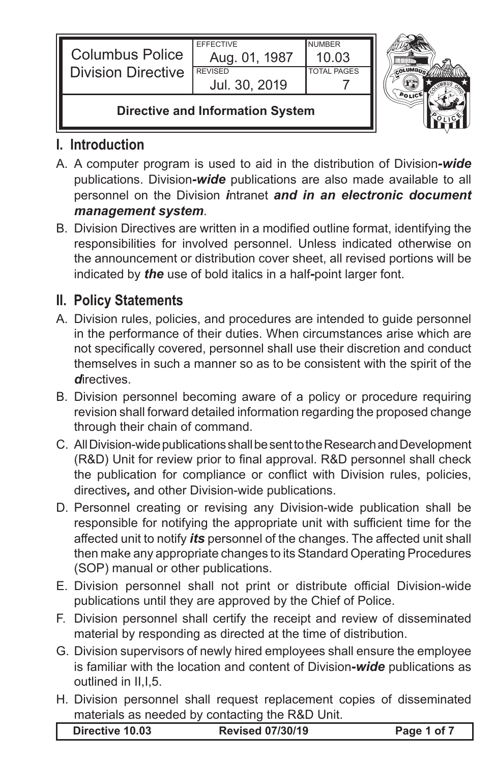| Columbus Police Division Directive | EFFECTIVE Aug. 01, 1987 | NUMBER 10.03 |
| --- | --- | --- |
| | REVISED Jul. 30, 2019 | TOTAL PAGES 7 |
| **Directive and Information System** | | |

## I. Introduction

A. A computer program is used to aid in the distribution of Division***-wide*** publications. Division***-wide*** publications are also made available to all personnel on the Division ***i***ntranet ***and in an electronic document management system***.

B. Division Directives are written in a modified outline format, identifying the responsibilities for involved personnel. Unless indicated otherwise on the announcement or distribution cover sheet, all revised portions will be indicated by ***the*** use of bold italics in a half***-***point larger font.

## II. Policy Statements

A. Division rules, policies, and procedures are intended to guide personnel in the performance of their duties. When circumstances arise which are not specifically covered, personnel shall use their discretion and conduct themselves in such a manner so as to be consistent with the spirit of the ***d***irectives.

B. Division personnel becoming aware of a policy or procedure requiring revision shall forward detailed information regarding the proposed change through their chain of command.

C. All Division-wide publications shall be sent to the Research and Development (R&D) Unit for review prior to final approval. R&D personnel shall check the publication for compliance or conflict with Division rules, policies, directives***,*** and other Division-wide publications.

D. Personnel creating or revising any Division-wide publication shall be responsible for notifying the appropriate unit with sufficient time for the affected unit to notify ***its*** personnel of the changes. The affected unit shall then make any appropriate changes to its Standard Operating Procedures (SOP) manual or other publications.

E. Division personnel shall not print or distribute official Division-wide publications until they are approved by the Chief of Police.

F. Division personnel shall certify the receipt and review of disseminated material by responding as directed at the time of distribution.

G. Division supervisors of newly hired employees shall ensure the employee is familiar with the location and content of Division***-wide*** publications as outlined in II,I,5.

H. Division personnel shall request replacement copies of disseminated materials as needed by contacting the R&D Unit.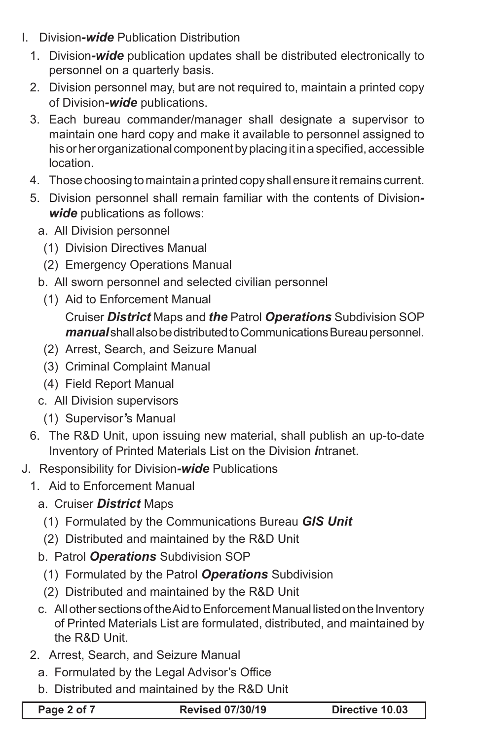I. Division***-wide*** Publication Distribution
   1. Division***-wide*** publication updates shall be distributed electronically to personnel on a quarterly basis.
   2. Division personnel may, but are not required to, maintain a printed copy of Division***-wide*** publications.
   3. Each bureau commander/manager shall designate a supervisor to maintain one hard copy and make it available to personnel assigned to his or her organizational component by placing it in a specified, accessible location.
   4. Those choosing to maintain a printed copy shall ensure it remains current.
   5. Division personnel shall remain familiar with the contents of Division***-wide*** publications as follows:
      a. All Division personnel
         (1) Division Directives Manual
         (2) Emergency Operations Manual
      b. All sworn personnel and selected civilian personnel
         (1) Aid to Enforcement Manual
             Cruiser ***District*** Maps and ***the*** Patrol ***Operations*** Subdivision SOP ***manual*** shall also be distributed to Communications Bureau personnel.
         (2) Arrest, Search, and Seizure Manual
         (3) Criminal Complaint Manual
         (4) Field Report Manual
      c. All Division supervisors
         (1) Supervisor***'***s Manual
   6. The R&D Unit, upon issuing new material, shall publish an up-to-date Inventory of Printed Materials List on the Division ***i***ntranet.

J. Responsibility for Division***-wide*** Publications
   1. Aid to Enforcement Manual
      a. Cruiser ***District*** Maps
         (1) Formulated by the Communications Bureau ***GIS Unit***
         (2) Distributed and maintained by the R&D Unit
      b. Patrol ***Operations*** Subdivision SOP
         (1) Formulated by the Patrol ***Operations*** Subdivision
         (2) Distributed and maintained by the R&D Unit
      c. All other sections of the Aid to Enforcement Manual listed on the Inventory of Printed Materials List are formulated, distributed, and maintained by the R&D Unit.
   2. Arrest, Search, and Seizure Manual
      a. Formulated by the Legal Advisor's Office
      b. Distributed and maintained by the R&D Unit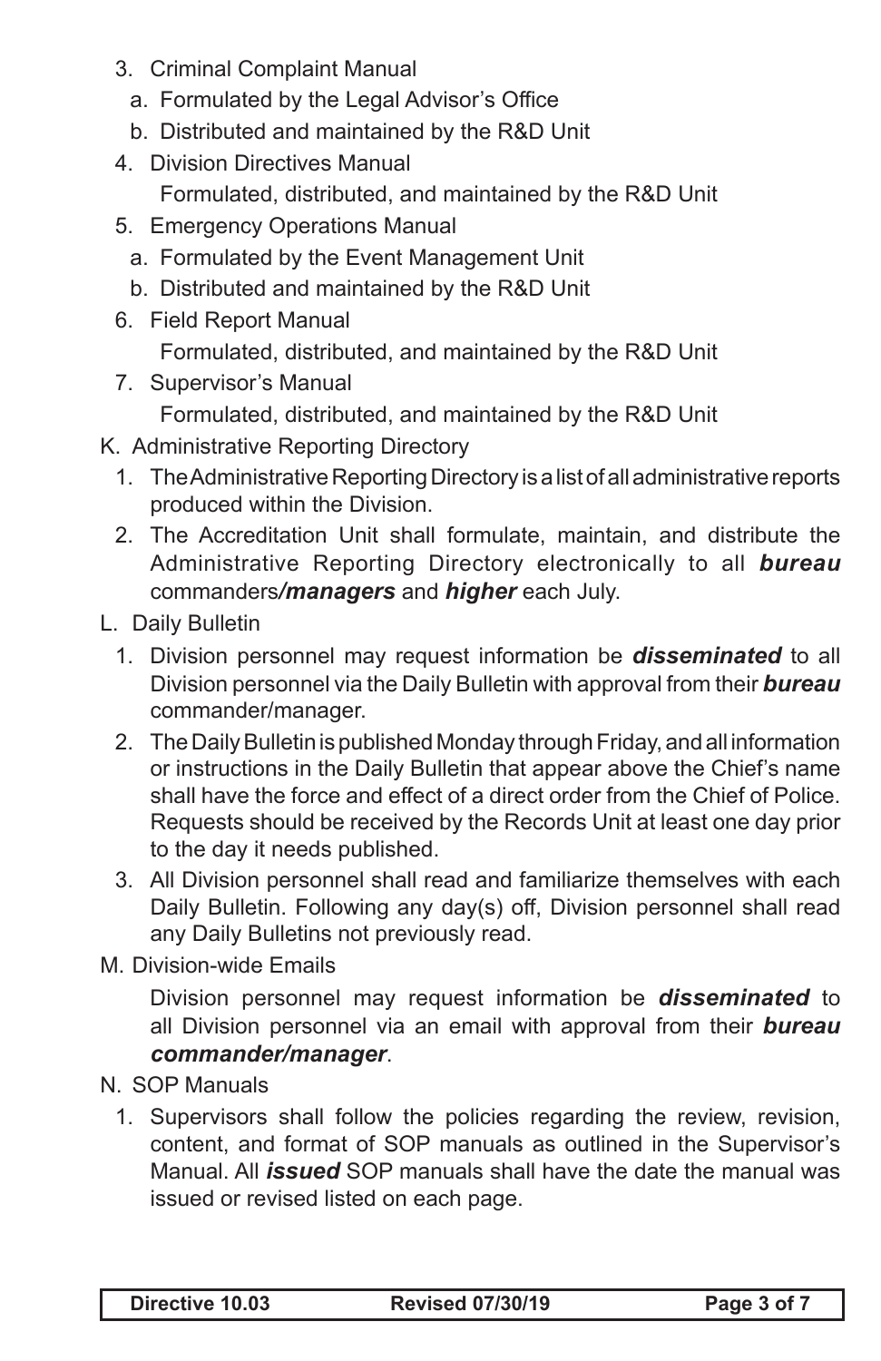3. Criminal Complaint Manual
   a. Formulated by the Legal Advisor's Office
   b. Distributed and maintained by the R&D Unit
4. Division Directives Manual

   Formulated, distributed, and maintained by the R&D Unit
5. Emergency Operations Manual
   a. Formulated by the Event Management Unit
   b. Distributed and maintained by the R&D Unit
6. Field Report Manual

   Formulated, distributed, and maintained by the R&D Unit
7. Supervisor's Manual

   Formulated, distributed, and maintained by the R&D Unit

K. Administrative Reporting Directory
   1. The Administrative Reporting Directory is a list of all administrative reports produced within the Division.
   2. The Accreditation Unit shall formulate, maintain, and distribute the Administrative Reporting Directory electronically to all ***bureau*** commanders***/managers*** and ***higher*** each July.

L. Daily Bulletin
   1. Division personnel may request information be ***disseminated*** to all Division personnel via the Daily Bulletin with approval from their ***bureau*** commander/manager.
   2. The Daily Bulletin is published Monday through Friday, and all information or instructions in the Daily Bulletin that appear above the Chief's name shall have the force and effect of a direct order from the Chief of Police. Requests should be received by the Records Unit at least one day prior to the day it needs published.
   3. All Division personnel shall read and familiarize themselves with each Daily Bulletin. Following any day(s) off, Division personnel shall read any Daily Bulletins not previously read.

M. Division-wide Emails

   Division personnel may request information be ***disseminated*** to all Division personnel via an email with approval from their ***bureau commander/manager***.

N. SOP Manuals
   1. Supervisors shall follow the policies regarding the review, revision, content, and format of SOP manuals as outlined in the Supervisor's Manual. All ***issued*** SOP manuals shall have the date the manual was issued or revised listed on each page.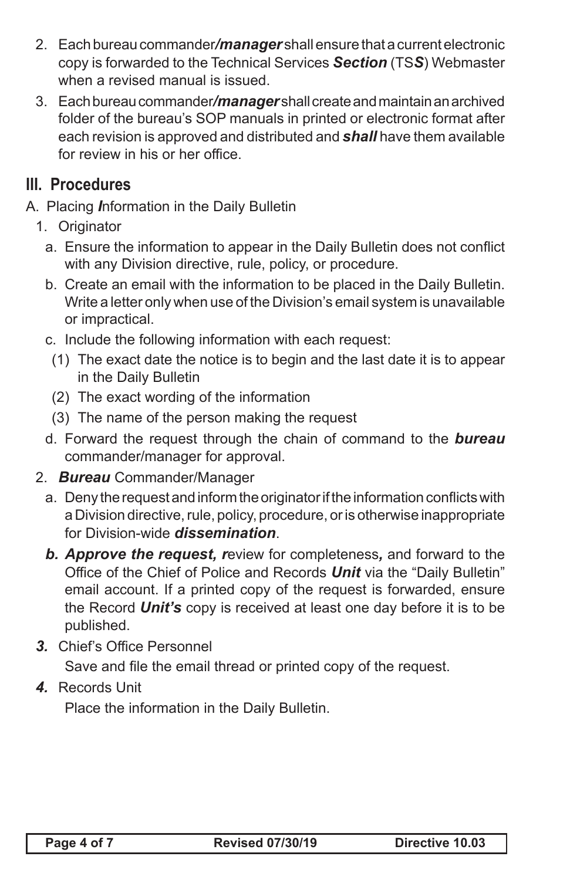2. Each bureau commander***/manager*** shall ensure that a current electronic copy is forwarded to the Technical Services ***Section*** (TS***S***) Webmaster when a revised manual is issued.
3. Each bureau commander***/manager*** shall create and maintain an archived folder of the bureau's SOP manuals in printed or electronic format after each revision is approved and distributed and ***shall*** have them available for review in his or her office.

## III. Procedures

A. Placing ***I***nformation in the Daily Bulletin

1. Originator
   a. Ensure the information to appear in the Daily Bulletin does not conflict with any Division directive, rule, policy, or procedure.
   b. Create an email with the information to be placed in the Daily Bulletin. Write a letter only when use of the Division's email system is unavailable or impractical.
   c. Include the following information with each request:
      (1) The exact date the notice is to begin and the last date it is to appear in the Daily Bulletin
      (2) The exact wording of the information
      (3) The name of the person making the request
   d. Forward the request through the chain of command to the ***bureau*** commander/manager for approval.
2. ***Bureau*** Commander/Manager
   a. Deny the request and inform the originator if the information conflicts with a Division directive, rule, policy, procedure, or is otherwise inappropriate for Division-wide ***dissemination***.
   ***b. Approve the request, r***eview for completeness***,*** and forward to the Office of the Chief of Police and Records ***Unit*** via the "Daily Bulletin" email account. If a printed copy of the request is forwarded, ensure the Record ***Unit's*** copy is received at least one day before it is to be published.
***3.*** Chief's Office Personnel

   Save and file the email thread or printed copy of the request.
***4.*** Records Unit

   Place the information in the Daily Bulletin.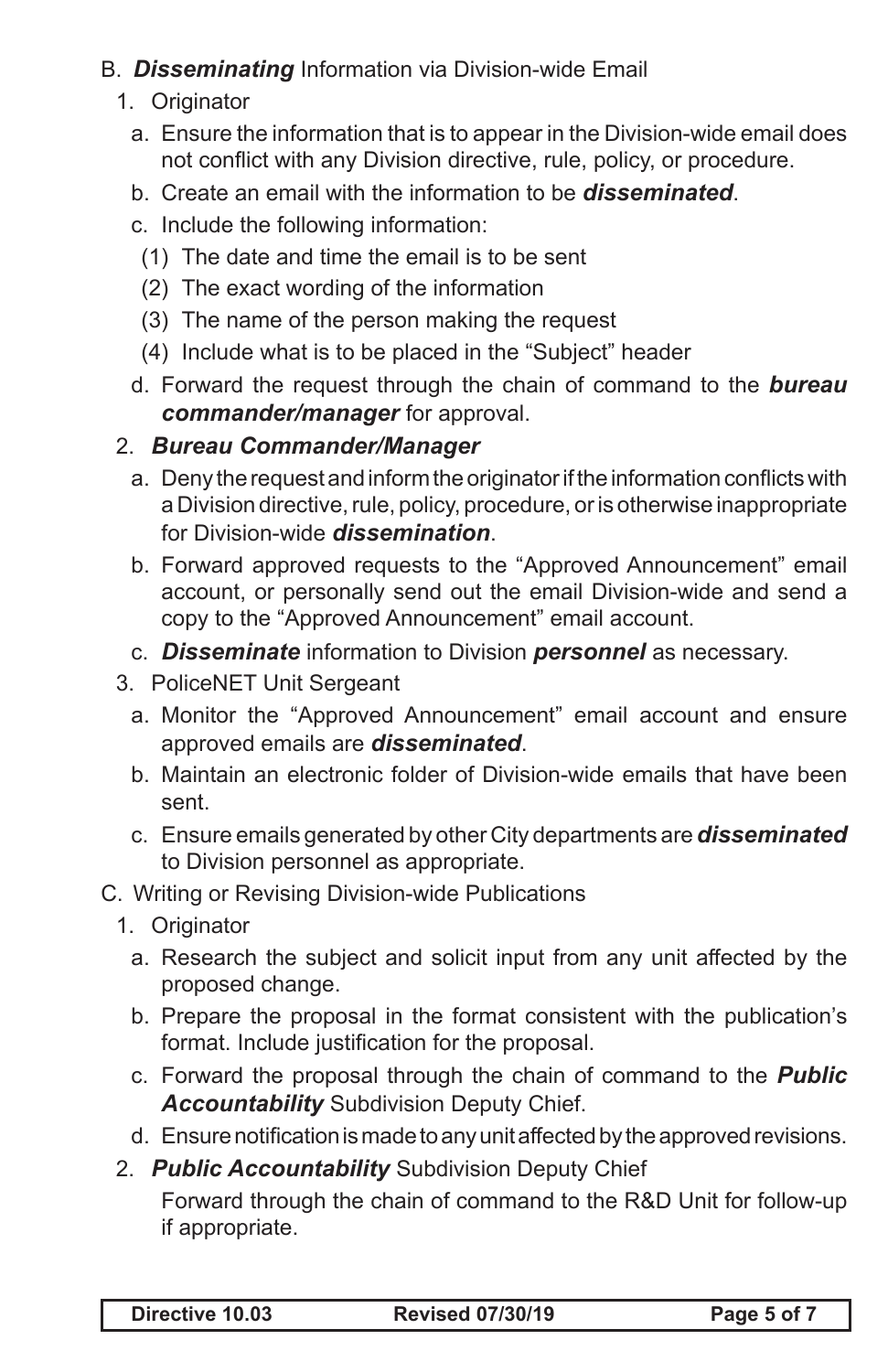B. ***Disseminating*** Information via Division-wide Email

1. Originator
   a. Ensure the information that is to appear in the Division-wide email does not conflict with any Division directive, rule, policy, or procedure.
   b. Create an email with the information to be ***disseminated***.
   c. Include the following information:
      (1) The date and time the email is to be sent
      (2) The exact wording of the information
      (3) The name of the person making the request
      (4) Include what is to be placed in the "Subject" header
   d. Forward the request through the chain of command to the ***bureau commander/manager*** for approval.
2. ***Bureau Commander/Manager***
   a. Deny the request and inform the originator if the information conflicts with a Division directive, rule, policy, procedure, or is otherwise inappropriate for Division-wide ***dissemination***.
   b. Forward approved requests to the "Approved Announcement" email account, or personally send out the email Division-wide and send a copy to the "Approved Announcement" email account.
   c. ***Disseminate*** information to Division ***personnel*** as necessary.
3. PoliceNET Unit Sergeant
   a. Monitor the "Approved Announcement" email account and ensure approved emails are ***disseminated***.
   b. Maintain an electronic folder of Division-wide emails that have been sent.
   c. Ensure emails generated by other City departments are ***disseminated*** to Division personnel as appropriate.

C. Writing or Revising Division-wide Publications

1. Originator
   a. Research the subject and solicit input from any unit affected by the proposed change.
   b. Prepare the proposal in the format consistent with the publication's format. Include justification for the proposal.
   c. Forward the proposal through the chain of command to the ***Public Accountability*** Subdivision Deputy Chief.
   d. Ensure notification is made to any unit affected by the approved revisions.
2. ***Public Accountability*** Subdivision Deputy Chief

   Forward through the chain of command to the R&D Unit for follow-up if appropriate.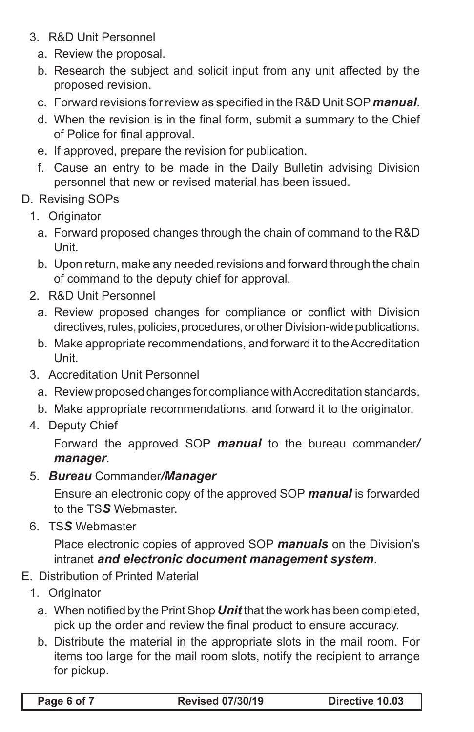3. R&D Unit Personnel
   a. Review the proposal.
   b. Research the subject and solicit input from any unit affected by the proposed revision.
   c. Forward revisions for review as specified in the R&D Unit SOP ***manual***.
   d. When the revision is in the final form, submit a summary to the Chief of Police for final approval.
   e. If approved, prepare the revision for publication.
   f. Cause an entry to be made in the Daily Bulletin advising Division personnel that new or revised material has been issued.

D. Revising SOPs
1. Originator
   a. Forward proposed changes through the chain of command to the R&D Unit.
   b. Upon return, make any needed revisions and forward through the chain of command to the deputy chief for approval.
2. R&D Unit Personnel
   a. Review proposed changes for compliance or conflict with Division directives, rules, policies, procedures, or other Division-wide publications.
   b. Make appropriate recommendations, and forward it to the Accreditation Unit.
3. Accreditation Unit Personnel
   a. Review proposed changes for compliance with Accreditation standards.
   b. Make appropriate recommendations, and forward it to the originator.
4. Deputy Chief

   Forward the approved SOP ***manual*** to the bureau commander***/ manager***.
5. ***Bureau*** Commander***/Manager***

   Ensure an electronic copy of the approved SOP ***manual*** is forwarded to the TS***S*** Webmaster.
6. TS***S*** Webmaster

   Place electronic copies of approved SOP ***manuals*** on the Division's intranet ***and electronic document management system***.

E. Distribution of Printed Material
1. Originator
   a. When notified by the Print Shop ***Unit*** that the work has been completed, pick up the order and review the final product to ensure accuracy.
   b. Distribute the material in the appropriate slots in the mail room. For items too large for the mail room slots, notify the recipient to arrange for pickup.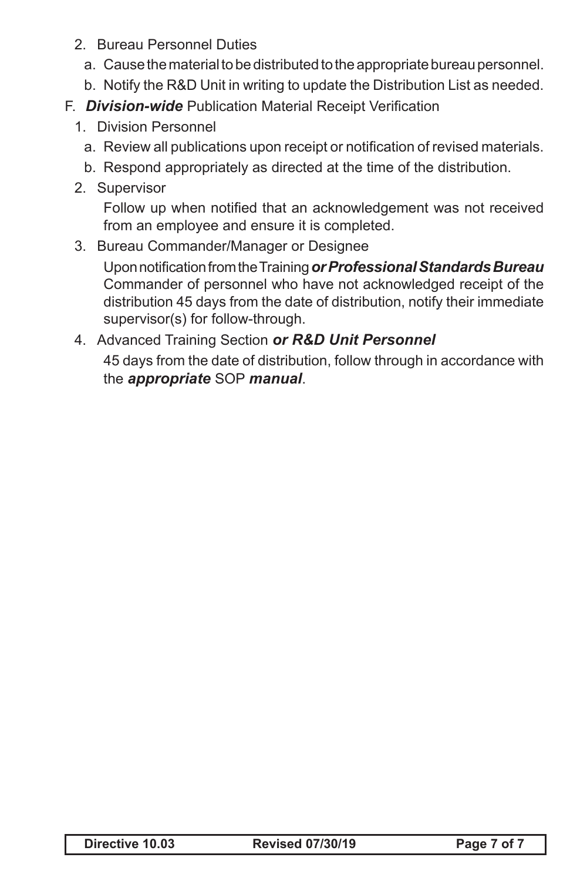2. Bureau Personnel Duties

   a. Cause the material to be distributed to the appropriate bureau personnel.

   b. Notify the R&D Unit in writing to update the Distribution List as needed.

F. ***Division-wide*** Publication Material Receipt Verification

1. Division Personnel

   a. Review all publications upon receipt or notification of revised materials.

   b. Respond appropriately as directed at the time of the distribution.

2. Supervisor

   Follow up when notified that an acknowledgement was not received from an employee and ensure it is completed.

3. Bureau Commander/Manager or Designee

   Upon notification from the Training ***or Professional Standards Bureau*** Commander of personnel who have not acknowledged receipt of the distribution 45 days from the date of distribution, notify their immediate supervisor(s) for follow-through.

4. Advanced Training Section ***or R&D Unit Personnel***

   45 days from the date of distribution, follow through in accordance with the ***appropriate*** SOP ***manual***.